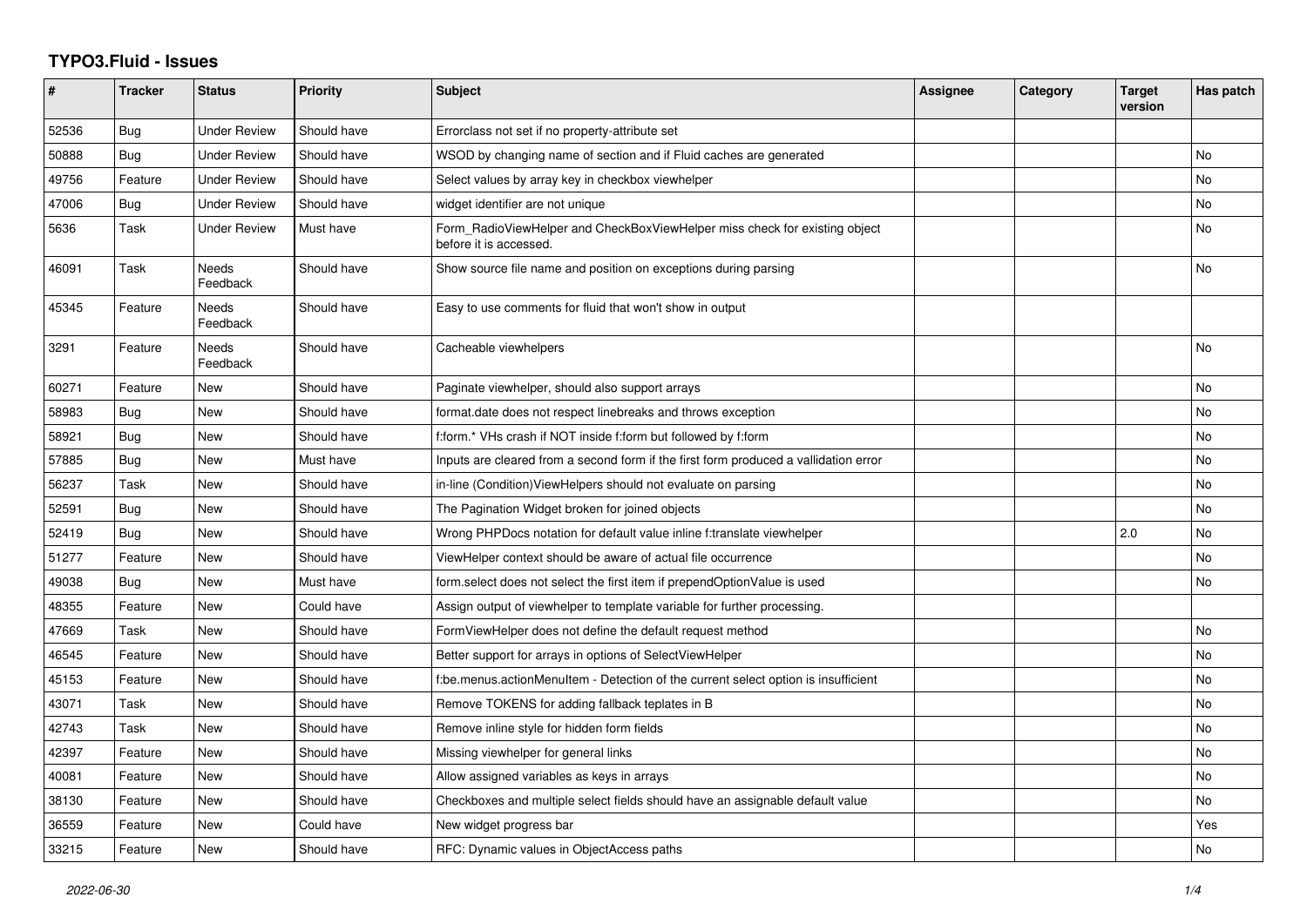# TYPO3.Fluid - Issues

| # | Tracker | Status | Priority | Subject | Assignee | Category | Target version | Has patch |
|---|---|---|---|---|---|---|---|---|
| 52536 | Bug | Under Review | Should have | Errorclass not set if no property-attribute set | | | | |
| 50888 | Bug | Under Review | Should have | WSOD by changing name of section and if Fluid caches are generated | | | | No |
| 49756 | Feature | Under Review | Should have | Select values by array key in checkbox viewhelper | | | | No |
| 47006 | Bug | Under Review | Should have | widget identifier are not unique | | | | No |
| 5636 | Task | Under Review | Must have | Form_RadioViewHelper and CheckBoxViewHelper miss check for existing object before it is accessed. | | | | No |
| 46091 | Task | Needs Feedback | Should have | Show source file name and position on exceptions during parsing | | | | No |
| 45345 | Feature | Needs Feedback | Should have | Easy to use comments for fluid that won't show in output | | | | |
| 3291 | Feature | Needs Feedback | Should have | Cacheable viewhelpers | | | | No |
| 60271 | Feature | New | Should have | Paginate viewhelper, should also support arrays | | | | No |
| 58983 | Bug | New | Should have | format.date does not respect linebreaks and throws exception | | | | No |
| 58921 | Bug | New | Should have | f:form.* VHs crash if NOT inside f:form but followed by f:form | | | | No |
| 57885 | Bug | New | Must have | Inputs are cleared from a second form if the first form produced a vallidation error | | | | No |
| 56237 | Task | New | Should have | in-line (Condition)ViewHelpers should not evaluate on parsing | | | | No |
| 52591 | Bug | New | Should have | The Pagination Widget broken for joined objects | | | | No |
| 52419 | Bug | New | Should have | Wrong PHPDocs notation for default value inline f:translate viewhelper | | | 2.0 | No |
| 51277 | Feature | New | Should have | ViewHelper context should be aware of actual file occurrence | | | | No |
| 49038 | Bug | New | Must have | form.select does not select the first item if prependOptionValue is used | | | | No |
| 48355 | Feature | New | Could have | Assign output of viewhelper to template variable for further processing. | | | | |
| 47669 | Task | New | Should have | FormViewHelper does not define the default request method | | | | No |
| 46545 | Feature | New | Should have | Better support for arrays in options of SelectViewHelper | | | | No |
| 45153 | Feature | New | Should have | f:be.menus.actionMenuItem - Detection of the current select option is insufficient | | | | No |
| 43071 | Task | New | Should have | Remove TOKENS for adding fallback teplates in B | | | | No |
| 42743 | Task | New | Should have | Remove inline style for hidden form fields | | | | No |
| 42397 | Feature | New | Should have | Missing viewhelper for general links | | | | No |
| 40081 | Feature | New | Should have | Allow assigned variables as keys in arrays | | | | No |
| 38130 | Feature | New | Should have | Checkboxes and multiple select fields should have an assignable default value | | | | No |
| 36559 | Feature | New | Could have | New widget progress bar | | | | Yes |
| 33215 | Feature | New | Should have | RFC: Dynamic values in ObjectAccess paths | | | | No |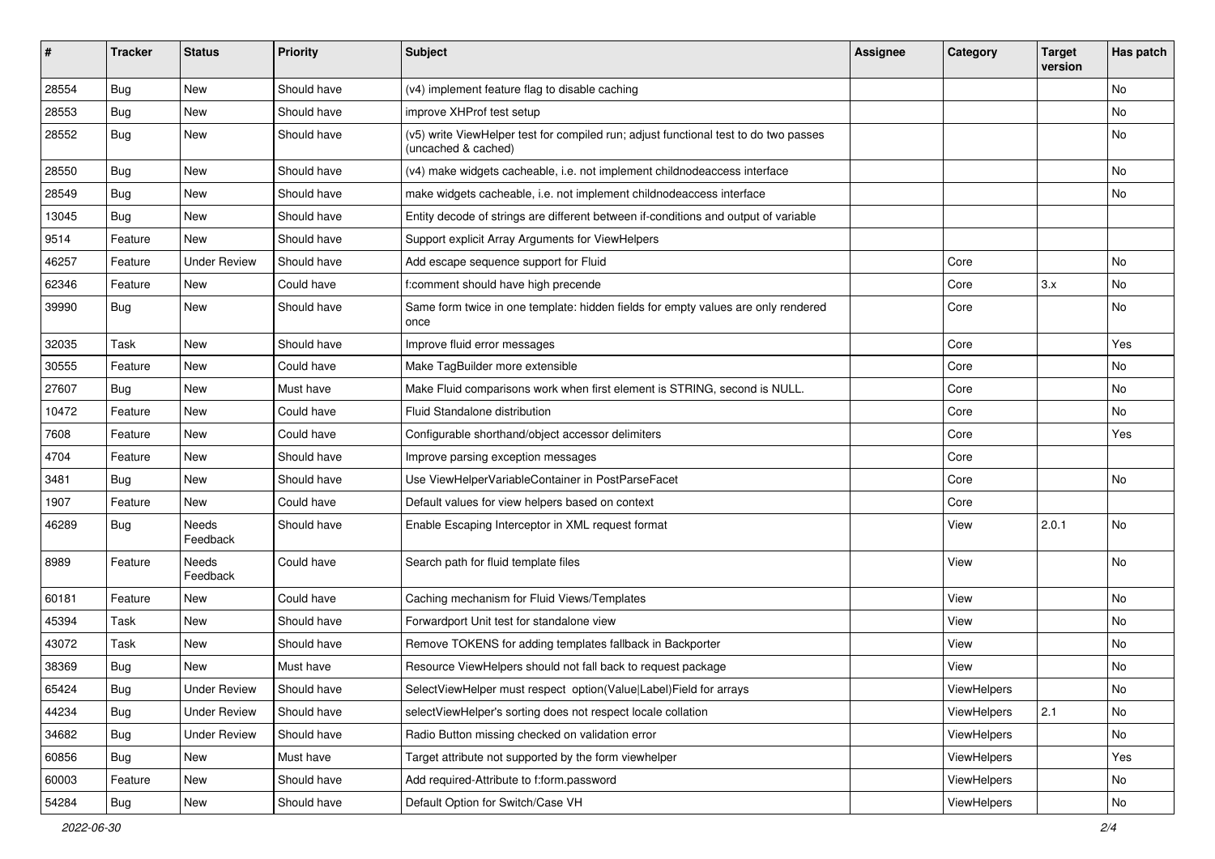| # | Tracker | Status | Priority | Subject | Assignee | Category | Target version | Has patch |
|---|---|---|---|---|---|---|---|---|
| 28554 | Bug | New | Should have | (v4) implement feature flag to disable caching | | | | No |
| 28553 | Bug | New | Should have | improve XHProf test setup | | | | No |
| 28552 | Bug | New | Should have | (v5) write ViewHelper test for compiled run; adjust functional test to do two passes (uncached & cached) | | | | No |
| 28550 | Bug | New | Should have | (v4) make widgets cacheable, i.e. not implement childnodeaccess interface | | | | No |
| 28549 | Bug | New | Should have | make widgets cacheable, i.e. not implement childnodeaccess interface | | | | No |
| 13045 | Bug | New | Should have | Entity decode of strings are different between if-conditions and output of variable | | | | |
| 9514 | Feature | New | Should have | Support explicit Array Arguments for ViewHelpers | | | | |
| 46257 | Feature | Under Review | Should have | Add escape sequence support for Fluid | | Core | | No |
| 62346 | Feature | New | Could have | f:comment should have high precende | | Core | 3.x | No |
| 39990 | Bug | New | Should have | Same form twice in one template: hidden fields for empty values are only rendered once | | Core | | No |
| 32035 | Task | New | Should have | Improve fluid error messages | | Core | | Yes |
| 30555 | Feature | New | Could have | Make TagBuilder more extensible | | Core | | No |
| 27607 | Bug | New | Must have | Make Fluid comparisons work when first element is STRING, second is NULL. | | Core | | No |
| 10472 | Feature | New | Could have | Fluid Standalone distribution | | Core | | No |
| 7608 | Feature | New | Could have | Configurable shorthand/object accessor delimiters | | Core | | Yes |
| 4704 | Feature | New | Should have | Improve parsing exception messages | | Core | | |
| 3481 | Bug | New | Should have | Use ViewHelperVariableContainer in PostParseFacet | | Core | | No |
| 1907 | Feature | New | Could have | Default values for view helpers based on context | | Core | | |
| 46289 | Bug | Needs Feedback | Should have | Enable Escaping Interceptor in XML request format | | View | 2.0.1 | No |
| 8989 | Feature | Needs Feedback | Could have | Search path for fluid template files | | View | | No |
| 60181 | Feature | New | Could have | Caching mechanism for Fluid Views/Templates | | View | | No |
| 45394 | Task | New | Should have | Forwardport Unit test for standalone view | | View | | No |
| 43072 | Task | New | Should have | Remove TOKENS for adding templates fallback in Backporter | | View | | No |
| 38369 | Bug | New | Must have | Resource ViewHelpers should not fall back to request package | | View | | No |
| 65424 | Bug | Under Review | Should have | SelectViewHelper must respect option(Value\|Label)Field for arrays | | ViewHelpers | | No |
| 44234 | Bug | Under Review | Should have | selectViewHelper's sorting does not respect locale collation | | ViewHelpers | 2.1 | No |
| 34682 | Bug | Under Review | Should have | Radio Button missing checked on validation error | | ViewHelpers | | No |
| 60856 | Bug | New | Must have | Target attribute not supported by the form viewhelper | | ViewHelpers | | Yes |
| 60003 | Feature | New | Should have | Add required-Attribute to f:form.password | | ViewHelpers | | No |
| 54284 | Bug | New | Should have | Default Option for Switch/Case VH | | ViewHelpers | | No |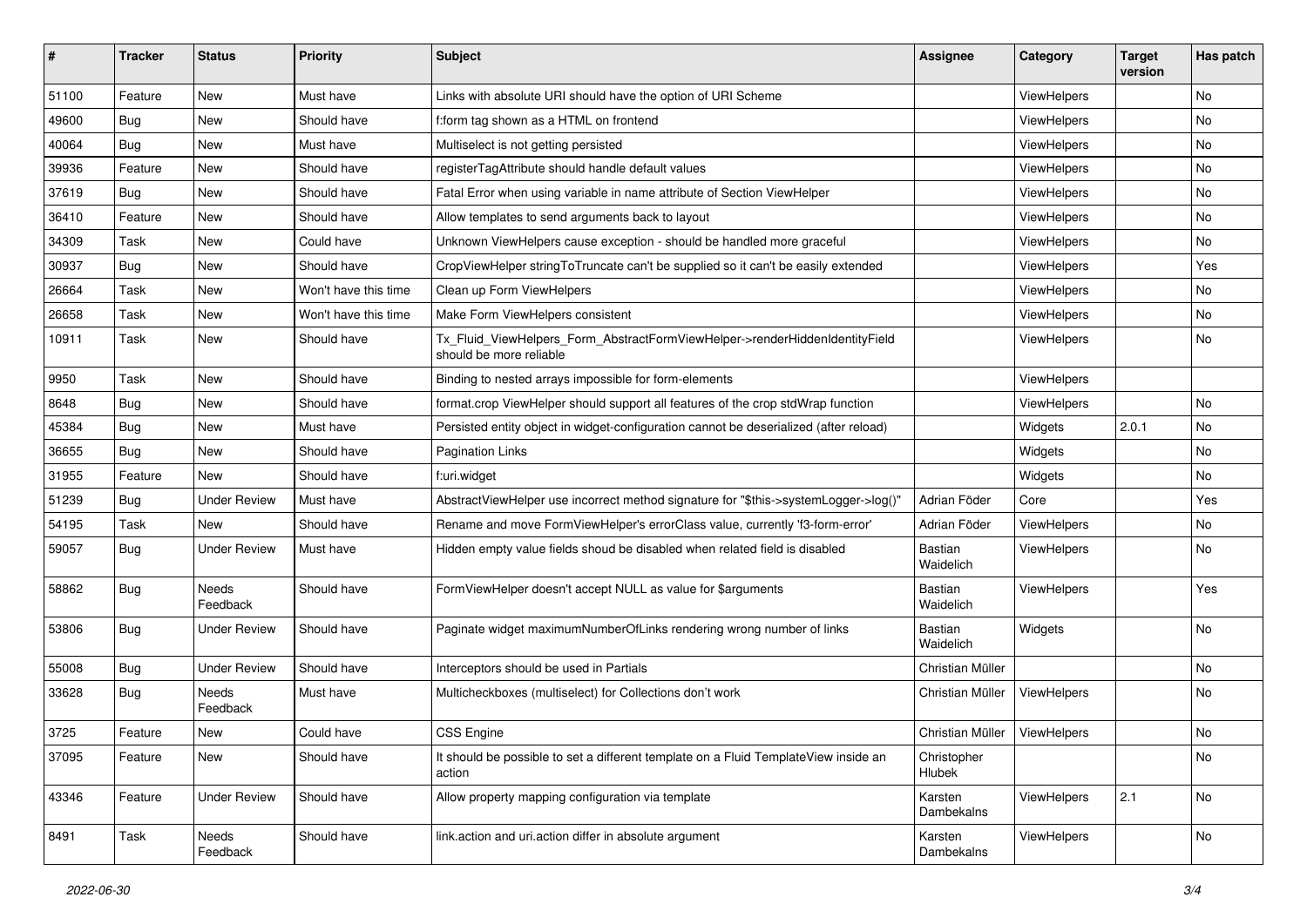| # | Tracker | Status | Priority | Subject | Assignee | Category | Target version | Has patch |
| --- | --- | --- | --- | --- | --- | --- | --- | --- |
| 51100 | Feature | New | Must have | Links with absolute URI should have the option of URI Scheme | | ViewHelpers | | No |
| 49600 | Bug | New | Should have | f:form tag shown as a HTML on frontend | | ViewHelpers | | No |
| 40064 | Bug | New | Must have | Multiselect is not getting persisted | | ViewHelpers | | No |
| 39936 | Feature | New | Should have | registerTagAttribute should handle default values | | ViewHelpers | | No |
| 37619 | Bug | New | Should have | Fatal Error when using variable in name attribute of Section ViewHelper | | ViewHelpers | | No |
| 36410 | Feature | New | Should have | Allow templates to send arguments back to layout | | ViewHelpers | | No |
| 34309 | Task | New | Could have | Unknown ViewHelpers cause exception - should be handled more graceful | | ViewHelpers | | No |
| 30937 | Bug | New | Should have | CropViewHelper stringToTruncate can't be supplied so it can't be easily extended | | ViewHelpers | | Yes |
| 26664 | Task | New | Won't have this time | Clean up Form ViewHelpers | | ViewHelpers | | No |
| 26658 | Task | New | Won't have this time | Make Form ViewHelpers consistent | | ViewHelpers | | No |
| 10911 | Task | New | Should have | Tx_Fluid_ViewHelpers_Form_AbstractFormViewHelper->renderHiddenIdentityField should be more reliable | | ViewHelpers | | No |
| 9950 | Task | New | Should have | Binding to nested arrays impossible for form-elements | | ViewHelpers | | |
| 8648 | Bug | New | Should have | format.crop ViewHelper should support all features of the crop stdWrap function | | ViewHelpers | | No |
| 45384 | Bug | New | Must have | Persisted entity object in widget-configuration cannot be deserialized (after reload) | | Widgets | 2.0.1 | No |
| 36655 | Bug | New | Should have | Pagination Links | | Widgets | | No |
| 31955 | Feature | New | Should have | f:uri.widget | | Widgets | | No |
| 51239 | Bug | Under Review | Must have | AbstractViewHelper use incorrect method signature for "$this->systemLogger->log()" | Adrian Föder | Core | | Yes |
| 54195 | Task | New | Should have | Rename and move FormViewHelper's errorClass value, currently 'f3-form-error' | Adrian Föder | ViewHelpers | | No |
| 59057 | Bug | Under Review | Must have | Hidden empty value fields shoud be disabled when related field is disabled | Bastian Waidelich | ViewHelpers | | No |
| 58862 | Bug | Needs Feedback | Should have | FormViewHelper doesn't accept NULL as value for $arguments | Bastian Waidelich | ViewHelpers | | Yes |
| 53806 | Bug | Under Review | Should have | Paginate widget maximumNumberOfLinks rendering wrong number of links | Bastian Waidelich | Widgets | | No |
| 55008 | Bug | Under Review | Should have | Interceptors should be used in Partials | Christian Müller | | | No |
| 33628 | Bug | Needs Feedback | Must have | Multicheckboxes (multiselect) for Collections don't work | Christian Müller | ViewHelpers | | No |
| 3725 | Feature | New | Could have | CSS Engine | Christian Müller | ViewHelpers | | No |
| 37095 | Feature | New | Should have | It should be possible to set a different template on a Fluid TemplateView inside an action | Christopher Hlubek | | | No |
| 43346 | Feature | Under Review | Should have | Allow property mapping configuration via template | Karsten Dambekalns | ViewHelpers | 2.1 | No |
| 8491 | Task | Needs Feedback | Should have | link.action and uri.action differ in absolute argument | Karsten Dambekalns | ViewHelpers | | No |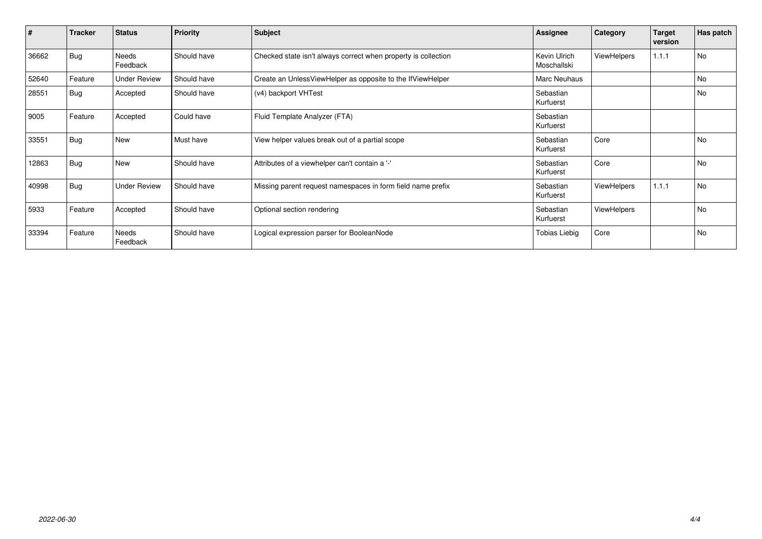| # | Tracker | Status | Priority | Subject | Assignee | Category | Target version | Has patch |
|---|---|---|---|---|---|---|---|---|
| 36662 | Bug | Needs Feedback | Should have | Checked state isn't always correct when property is collection | Kevin Ulrich Moschallski | ViewHelpers | 1.1.1 | No |
| 52640 | Feature | Under Review | Should have | Create an UnlessViewHelper as opposite to the IfViewHelper | Marc Neuhaus | | | No |
| 28551 | Bug | Accepted | Should have | (v4) backport VHTest | Sebastian Kurfuerst | | | No |
| 9005 | Feature | Accepted | Could have | Fluid Template Analyzer (FTA) | Sebastian Kurfuerst | | | |
| 33551 | Bug | New | Must have | View helper values break out of a partial scope | Sebastian Kurfuerst | Core | | No |
| 12863 | Bug | New | Should have | Attributes of a viewhelper can't contain a '-' | Sebastian Kurfuerst | Core | | No |
| 40998 | Bug | Under Review | Should have | Missing parent request namespaces in form field name prefix | Sebastian Kurfuerst | ViewHelpers | 1.1.1 | No |
| 5933 | Feature | Accepted | Should have | Optional section rendering | Sebastian Kurfuerst | ViewHelpers | | No |
| 33394 | Feature | Needs Feedback | Should have | Logical expression parser for BooleanNode | Tobias Liebig | Core | | No |